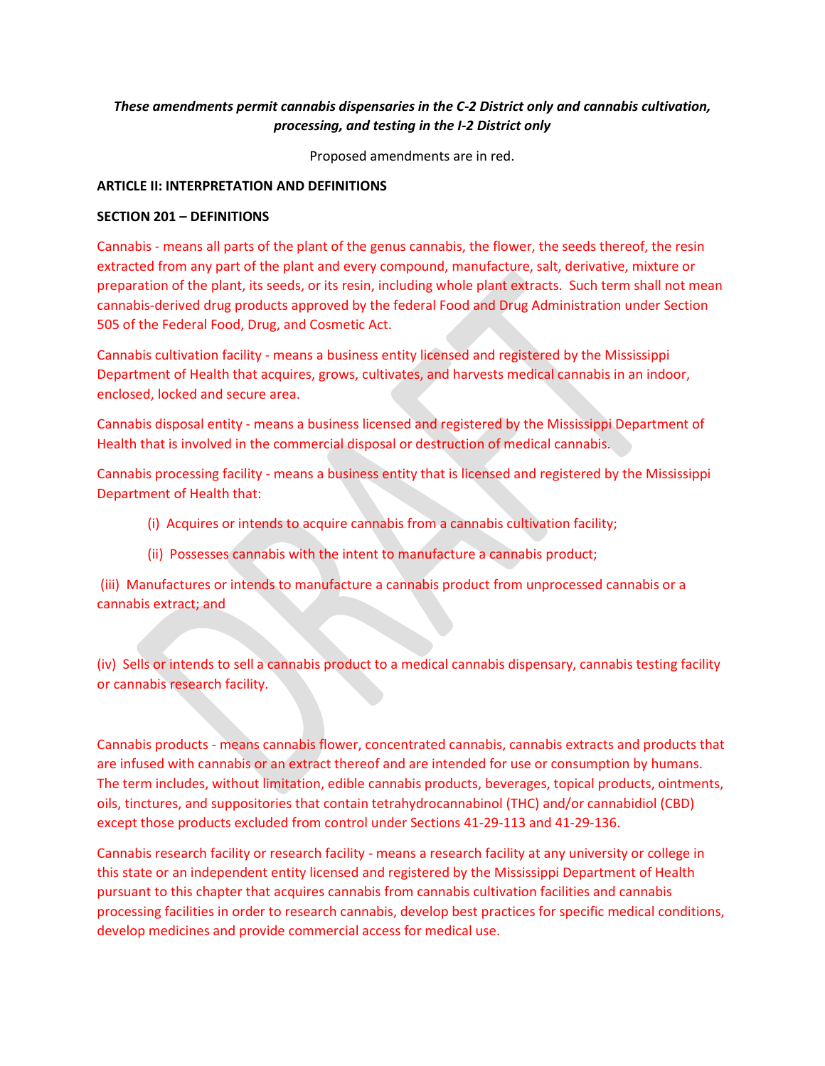***These amendments permit cannabis dispensaries in the C-2 District only and cannabis cultivation, processing, and testing in the I-2 District only***

Proposed amendments are in red.

**ARTICLE II: INTERPRETATION AND DEFINITIONS**

**SECTION 201 – DEFINITIONS**

Cannabis - means all parts of the plant of the genus cannabis, the flower, the seeds thereof, the resin extracted from any part of the plant and every compound, manufacture, salt, derivative, mixture or preparation of the plant, its seeds, or its resin, including whole plant extracts. Such term shall not mean cannabis-derived drug products approved by the federal Food and Drug Administration under Section 505 of the Federal Food, Drug, and Cosmetic Act.

Cannabis cultivation facility - means a business entity licensed and registered by the Mississippi Department of Health that acquires, grows, cultivates, and harvests medical cannabis in an indoor, enclosed, locked and secure area.

Cannabis disposal entity - means a business licensed and registered by the Mississippi Department of Health that is involved in the commercial disposal or destruction of medical cannabis.

Cannabis processing facility - means a business entity that is licensed and registered by the Mississippi Department of Health that:

(i) Acquires or intends to acquire cannabis from a cannabis cultivation facility;

(ii) Possesses cannabis with the intent to manufacture a cannabis product;

(iii) Manufactures or intends to manufacture a cannabis product from unprocessed cannabis or a cannabis extract; and

(iv) Sells or intends to sell a cannabis product to a medical cannabis dispensary, cannabis testing facility or cannabis research facility.

Cannabis products - means cannabis flower, concentrated cannabis, cannabis extracts and products that are infused with cannabis or an extract thereof and are intended for use or consumption by humans. The term includes, without limitation, edible cannabis products, beverages, topical products, ointments, oils, tinctures, and suppositories that contain tetrahydrocannabinol (THC) and/or cannabidiol (CBD) except those products excluded from control under Sections 41-29-113 and 41-29-136.

Cannabis research facility or research facility - means a research facility at any university or college in this state or an independent entity licensed and registered by the Mississippi Department of Health pursuant to this chapter that acquires cannabis from cannabis cultivation facilities and cannabis processing facilities in order to research cannabis, develop best practices for specific medical conditions, develop medicines and provide commercial access for medical use.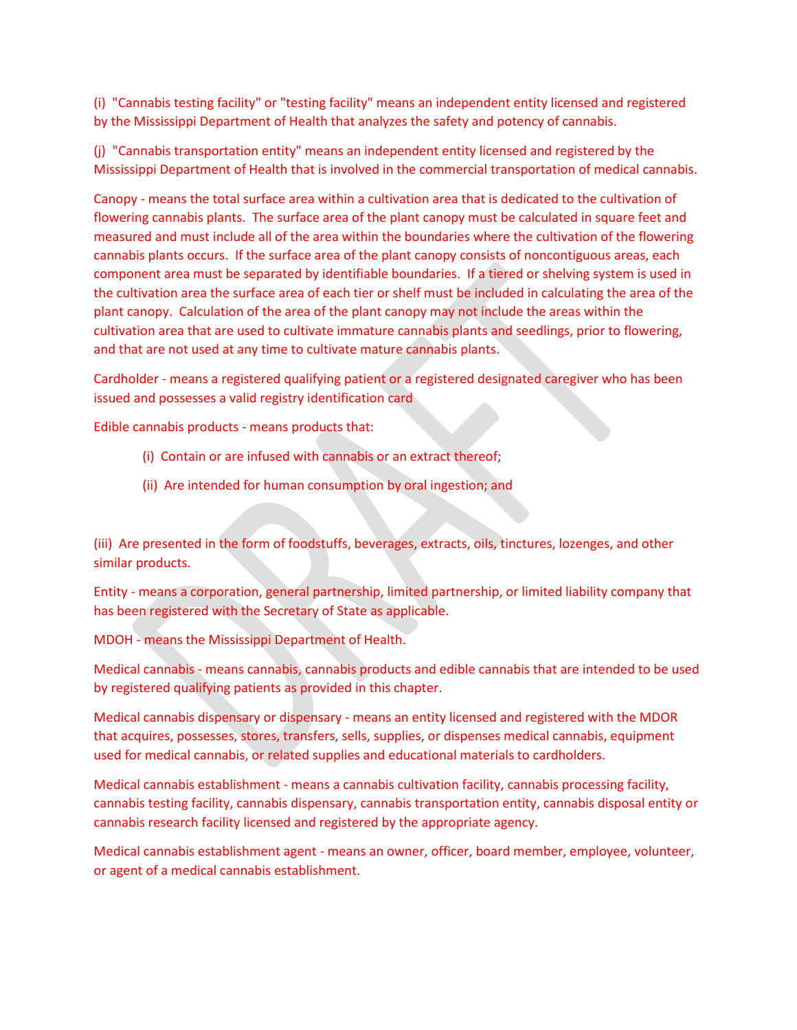(i) "Cannabis testing facility" or "testing facility" means an independent entity licensed and registered by the Mississippi Department of Health that analyzes the safety and potency of cannabis.

(j) "Cannabis transportation entity" means an independent entity licensed and registered by the Mississippi Department of Health that is involved in the commercial transportation of medical cannabis.

Canopy - means the total surface area within a cultivation area that is dedicated to the cultivation of flowering cannabis plants. The surface area of the plant canopy must be calculated in square feet and measured and must include all of the area within the boundaries where the cultivation of the flowering cannabis plants occurs. If the surface area of the plant canopy consists of noncontiguous areas, each component area must be separated by identifiable boundaries. If a tiered or shelving system is used in the cultivation area the surface area of each tier or shelf must be included in calculating the area of the plant canopy. Calculation of the area of the plant canopy may not include the areas within the cultivation area that are used to cultivate immature cannabis plants and seedlings, prior to flowering, and that are not used at any time to cultivate mature cannabis plants.

Cardholder - means a registered qualifying patient or a registered designated caregiver who has been issued and possesses a valid registry identification card

Edible cannabis products - means products that:

(i) Contain or are infused with cannabis or an extract thereof;

(ii) Are intended for human consumption by oral ingestion; and

(iii) Are presented in the form of foodstuffs, beverages, extracts, oils, tinctures, lozenges, and other similar products.

Entity - means a corporation, general partnership, limited partnership, or limited liability company that has been registered with the Secretary of State as applicable.

MDOH - means the Mississippi Department of Health.

Medical cannabis - means cannabis, cannabis products and edible cannabis that are intended to be used by registered qualifying patients as provided in this chapter.

Medical cannabis dispensary or dispensary - means an entity licensed and registered with the MDOR that acquires, possesses, stores, transfers, sells, supplies, or dispenses medical cannabis, equipment used for medical cannabis, or related supplies and educational materials to cardholders.

Medical cannabis establishment - means a cannabis cultivation facility, cannabis processing facility, cannabis testing facility, cannabis dispensary, cannabis transportation entity, cannabis disposal entity or cannabis research facility licensed and registered by the appropriate agency.

Medical cannabis establishment agent - means an owner, officer, board member, employee, volunteer, or agent of a medical cannabis establishment.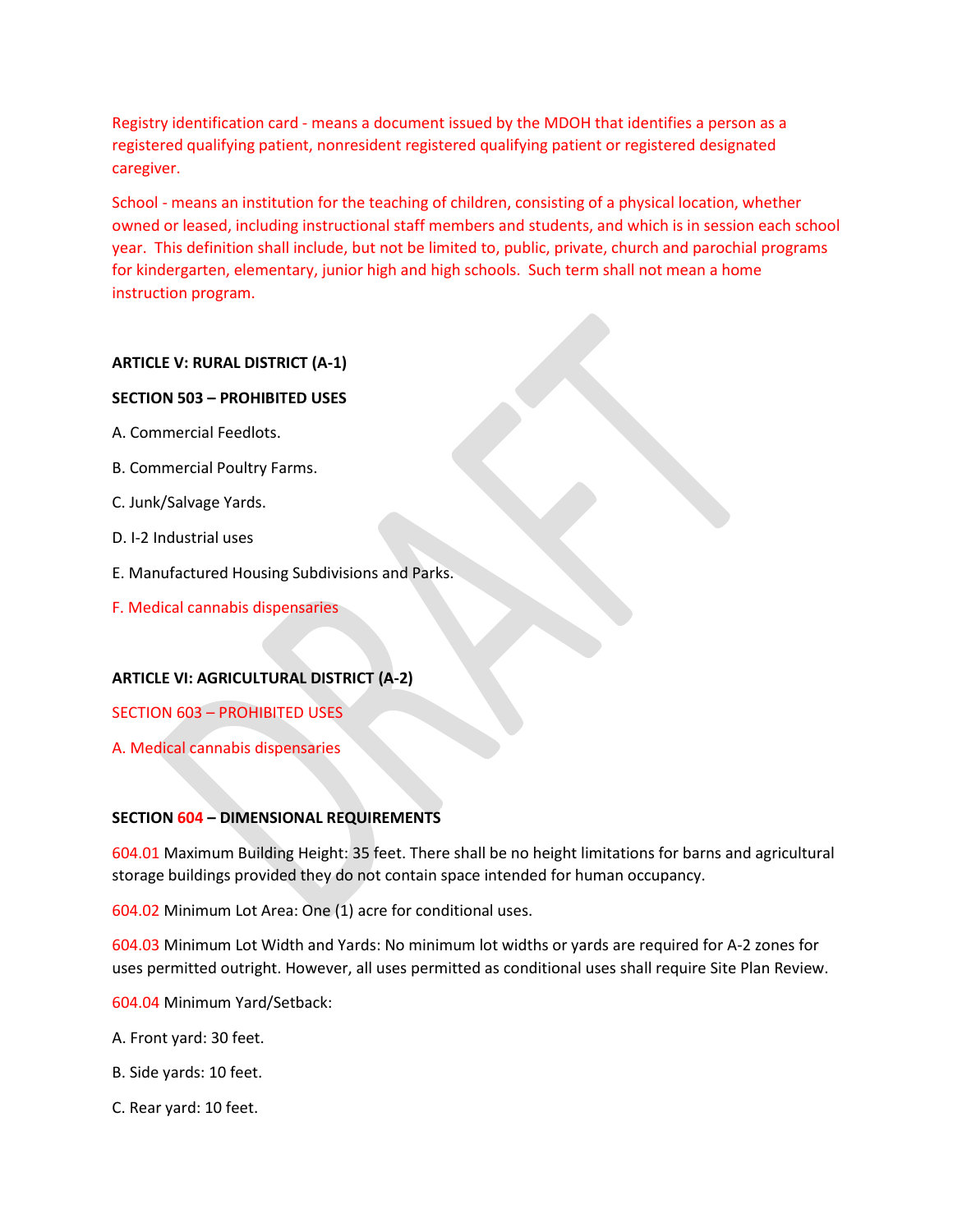Registry identification card - means a document issued by the MDOH that identifies a person as a registered qualifying patient, nonresident registered qualifying patient or registered designated caregiver.

School - means an institution for the teaching of children, consisting of a physical location, whether owned or leased, including instructional staff members and students, and which is in session each school year. This definition shall include, but not be limited to, public, private, church and parochial programs for kindergarten, elementary, junior high and high schools. Such term shall not mean a home instruction program.

**ARTICLE V: RURAL DISTRICT (A-1)**

**SECTION 503 – PROHIBITED USES**

A. Commercial Feedlots.

B. Commercial Poultry Farms.

C. Junk/Salvage Yards.

D. I-2 Industrial uses

E. Manufactured Housing Subdivisions and Parks.

F. Medical cannabis dispensaries

**ARTICLE VI: AGRICULTURAL DISTRICT (A-2)**

SECTION 603 – PROHIBITED USES

A. Medical cannabis dispensaries

**SECTION 604 – DIMENSIONAL REQUIREMENTS**

604.01 Maximum Building Height: 35 feet. There shall be no height limitations for barns and agricultural storage buildings provided they do not contain space intended for human occupancy.

604.02 Minimum Lot Area: One (1) acre for conditional uses.

604.03 Minimum Lot Width and Yards: No minimum lot widths or yards are required for A-2 zones for uses permitted outright. However, all uses permitted as conditional uses shall require Site Plan Review.

604.04 Minimum Yard/Setback:

A. Front yard: 30 feet.

B. Side yards: 10 feet.

C. Rear yard: 10 feet.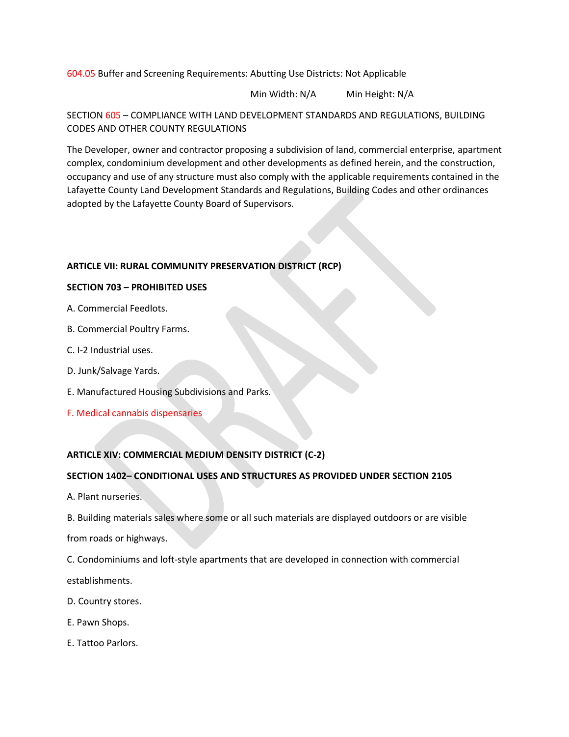604.05 Buffer and Screening Requirements: Abutting Use Districts: Not Applicable

Min Width: N/A Min Height: N/A

SECTION 605 – COMPLIANCE WITH LAND DEVELOPMENT STANDARDS AND REGULATIONS, BUILDING CODES AND OTHER COUNTY REGULATIONS

The Developer, owner and contractor proposing a subdivision of land, commercial enterprise, apartment complex, condominium development and other developments as defined herein, and the construction, occupancy and use of any structure must also comply with the applicable requirements contained in the Lafayette County Land Development Standards and Regulations, Building Codes and other ordinances adopted by the Lafayette County Board of Supervisors.

**ARTICLE VII: RURAL COMMUNITY PRESERVATION DISTRICT (RCP)**

**SECTION 703 – PROHIBITED USES**

A. Commercial Feedlots.

B. Commercial Poultry Farms.

C. I-2 Industrial uses.

D. Junk/Salvage Yards.

E. Manufactured Housing Subdivisions and Parks.

F. Medical cannabis dispensaries

**ARTICLE XIV: COMMERCIAL MEDIUM DENSITY DISTRICT (C-2)**

**SECTION 1402– CONDITIONAL USES AND STRUCTURES AS PROVIDED UNDER SECTION 2105**

A. Plant nurseries.

B. Building materials sales where some or all such materials are displayed outdoors or are visible from roads or highways.

C. Condominiums and loft-style apartments that are developed in connection with commercial establishments.

D. Country stores.

E. Pawn Shops.

E. Tattoo Parlors.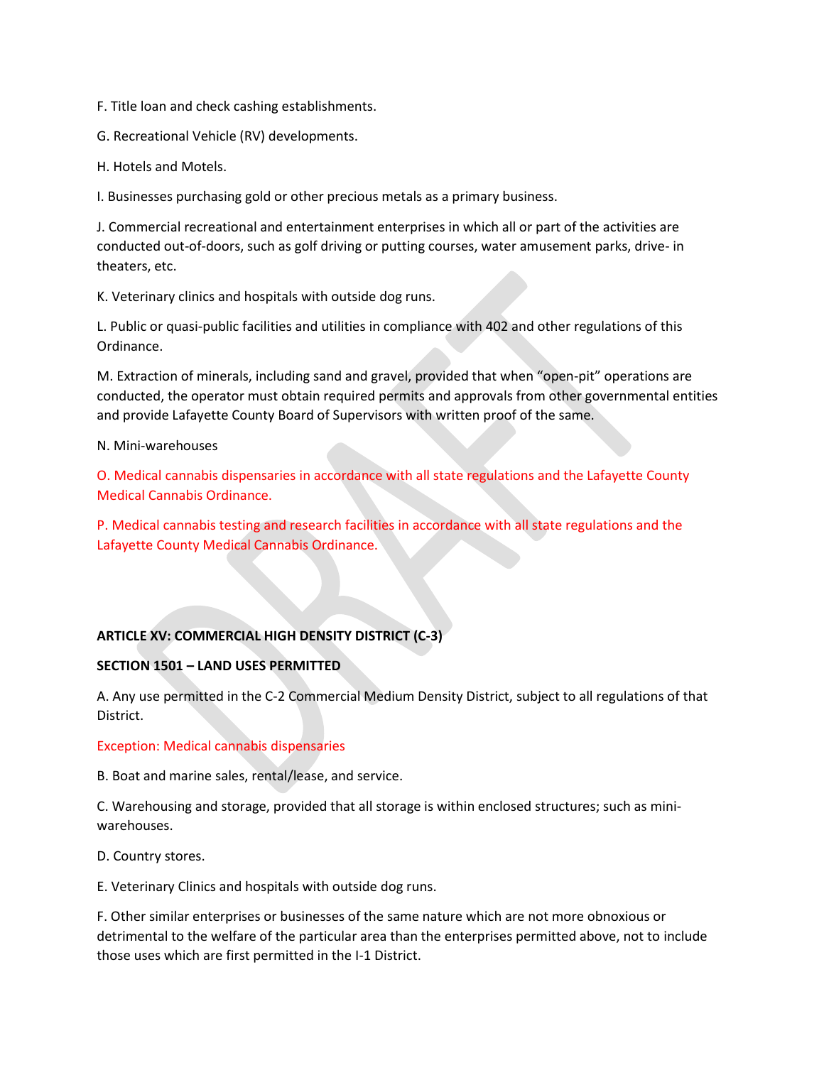F. Title loan and check cashing establishments.

G. Recreational Vehicle (RV) developments.

H. Hotels and Motels.

I. Businesses purchasing gold or other precious metals as a primary business.

J. Commercial recreational and entertainment enterprises in which all or part of the activities are conducted out-of-doors, such as golf driving or putting courses, water amusement parks, drive- in theaters, etc.

K. Veterinary clinics and hospitals with outside dog runs.

L. Public or quasi-public facilities and utilities in compliance with 402 and other regulations of this Ordinance.

M. Extraction of minerals, including sand and gravel, provided that when "open-pit" operations are conducted, the operator must obtain required permits and approvals from other governmental entities and provide Lafayette County Board of Supervisors with written proof of the same.

N. Mini-warehouses

O. Medical cannabis dispensaries in accordance with all state regulations and the Lafayette County Medical Cannabis Ordinance.

P. Medical cannabis testing and research facilities in accordance with all state regulations and the Lafayette County Medical Cannabis Ordinance.

**ARTICLE XV: COMMERCIAL HIGH DENSITY DISTRICT (C-3)**

**SECTION 1501 – LAND USES PERMITTED**

A. Any use permitted in the C-2 Commercial Medium Density District, subject to all regulations of that District.

Exception: Medical cannabis dispensaries

B. Boat and marine sales, rental/lease, and service.

C. Warehousing and storage, provided that all storage is within enclosed structures; such as mini-warehouses.

D. Country stores.

E. Veterinary Clinics and hospitals with outside dog runs.

F. Other similar enterprises or businesses of the same nature which are not more obnoxious or detrimental to the welfare of the particular area than the enterprises permitted above, not to include those uses which are first permitted in the I-1 District.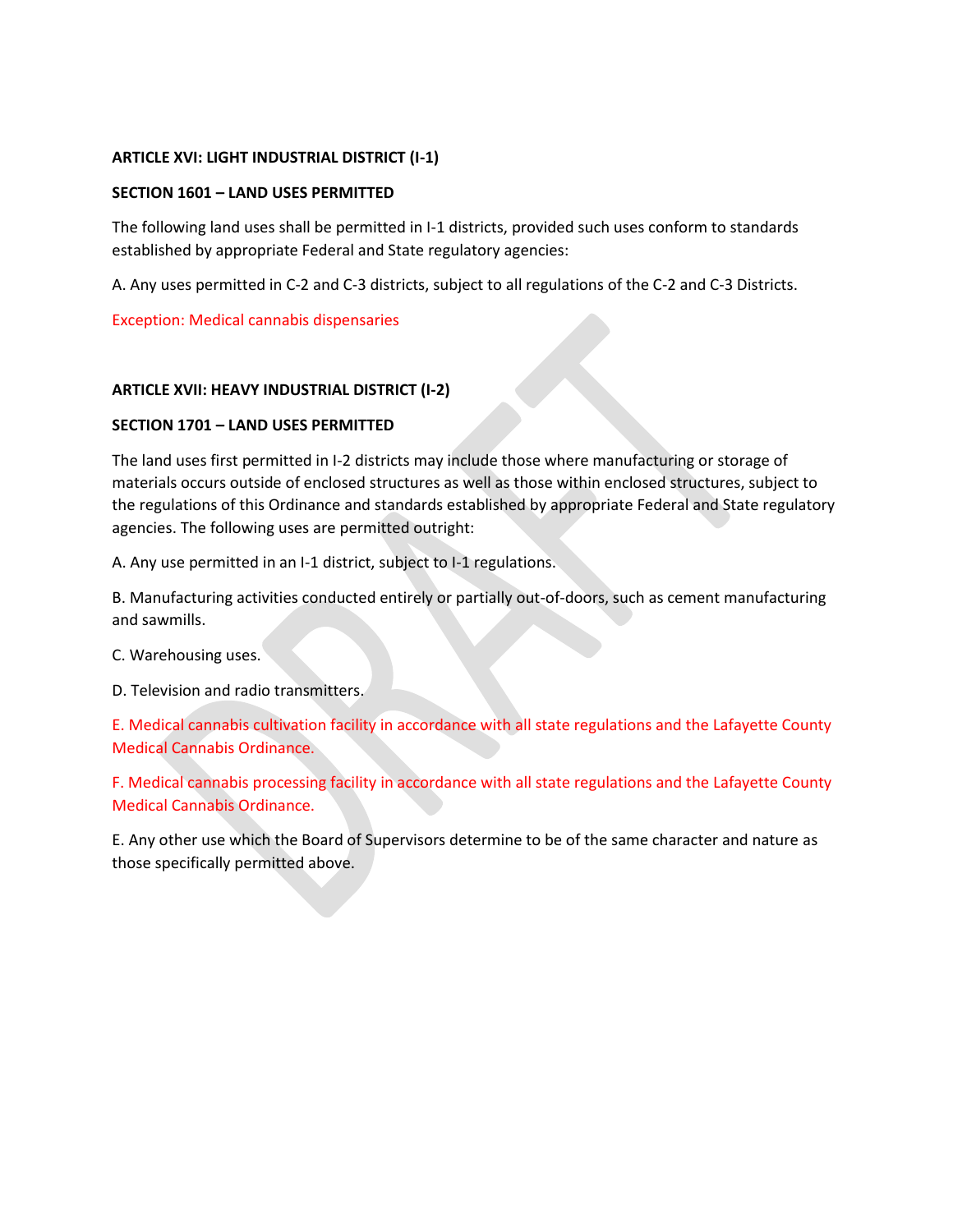**ARTICLE XVI: LIGHT INDUSTRIAL DISTRICT (I-1)**

**SECTION 1601 – LAND USES PERMITTED**

The following land uses shall be permitted in I-1 districts, provided such uses conform to standards established by appropriate Federal and State regulatory agencies:

A. Any uses permitted in C-2 and C-3 districts, subject to all regulations of the C-2 and C-3 Districts.

Exception: Medical cannabis dispensaries

**ARTICLE XVII: HEAVY INDUSTRIAL DISTRICT (I-2)**

**SECTION 1701 – LAND USES PERMITTED**

The land uses first permitted in I-2 districts may include those where manufacturing or storage of materials occurs outside of enclosed structures as well as those within enclosed structures, subject to the regulations of this Ordinance and standards established by appropriate Federal and State regulatory agencies. The following uses are permitted outright:

A. Any use permitted in an I-1 district, subject to I-1 regulations.

B. Manufacturing activities conducted entirely or partially out-of-doors, such as cement manufacturing and sawmills.

C. Warehousing uses.

D. Television and radio transmitters.

E. Medical cannabis cultivation facility in accordance with all state regulations and the Lafayette County Medical Cannabis Ordinance.

F. Medical cannabis processing facility in accordance with all state regulations and the Lafayette County Medical Cannabis Ordinance.

E. Any other use which the Board of Supervisors determine to be of the same character and nature as those specifically permitted above.